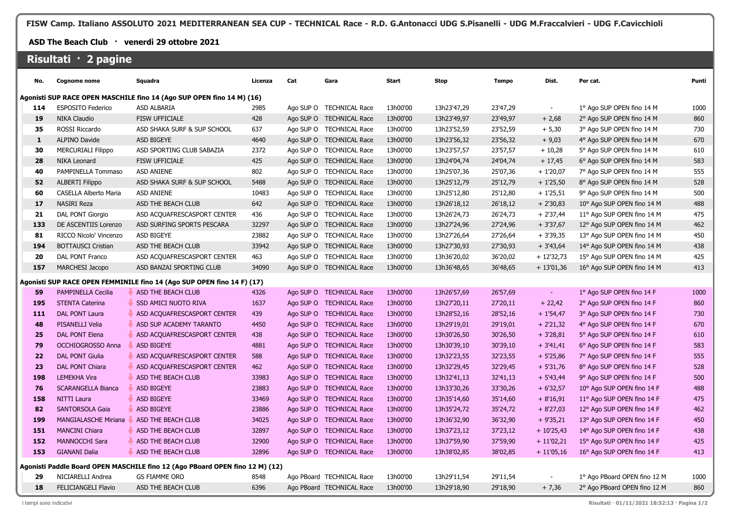**FISW Camp. Italiano ASSOLUTO 2021 MEDITERRANEAN SEA CUP - TECHNICAL Race - R.D. G.Antonacci UDG S.Pisanelli - UDG M.Fraccalvieri - UDG F.Cavicchioli**

**ASD The Beach Club · venerdì 29 ottobre 2021**

## Risultati · 2 pagine

| No. | Cognome nome | Squadra | Licenza | Cat | Gara | Start | Stop | Tempo | Dist. | Per cat. | Punti |
|---|---|---|---|---|---|---|---|---|---|---|---|
| **Agonisti SUP RACE OPEN MASCHILE fino 14 (Ago SUP OPEN fino 14 M) (16)** | | | | | | | | | | | |
| 114 | ESPOSITO Federico | ASD ALBARIA | 2985 | Ago SUP O | TECHNICAL Race | 13h00'00 | 13h23'47,29 | 23'47,29 | - | 1° Ago SUP OPEN fino 14 M | 1000 |
| 19 | NIKA Claudio | FISW UFFICIALE | 428 | Ago SUP O | TECHNICAL Race | 13h00'00 | 13h23'49,97 | 23'49,97 | + 2,68 | 2° Ago SUP OPEN fino 14 M | 860 |
| 35 | ROSSI Riccardo | ASD SHAKA SURF & SUP SCHOOL | 637 | Ago SUP O | TECHNICAL Race | 13h00'00 | 13h23'52,59 | 23'52,59 | + 5,30 | 3° Ago SUP OPEN fino 14 M | 730 |
| 1 | ALPINO Davide | ASD BIGEYE | 4640 | Ago SUP O | TECHNICAL Race | 13h00'00 | 13h23'56,32 | 23'56,32 | + 9,03 | 4° Ago SUP OPEN fino 14 M | 670 |
| 30 | MERCURIALI Filippo | ASD SPORTING CLUB SABAZIA | 2372 | Ago SUP O | TECHNICAL Race | 13h00'00 | 13h23'57,57 | 23'57,57 | + 10,28 | 5° Ago SUP OPEN fino 14 M | 610 |
| 28 | NIKA Leonard | FISW UFFICIALE | 425 | Ago SUP O | TECHNICAL Race | 13h00'00 | 13h24'04,74 | 24'04,74 | + 17,45 | 6° Ago SUP OPEN fino 14 M | 583 |
| 40 | PAMPINELLA Tommaso | ASD ANIENE | 802 | Ago SUP O | TECHNICAL Race | 13h00'00 | 13h25'07,36 | 25'07,36 | + 1'20,07 | 7° Ago SUP OPEN fino 14 M | 555 |
| 52 | ALBERTI Filippo | ASD SHAKA SURF & SUP SCHOOL | 5488 | Ago SUP O | TECHNICAL Race | 13h00'00 | 13h25'12,79 | 25'12,79 | + 1'25,50 | 8° Ago SUP OPEN fino 14 M | 528 |
| 60 | CASELLA Alberto Maria | ASD ANIENE | 10483 | Ago SUP O | TECHNICAL Race | 13h00'00 | 13h25'12,80 | 25'12,80 | + 1'25,51 | 9° Ago SUP OPEN fino 14 M | 500 |
| 17 | NASIRI Reza | ASD THE BEACH CLUB | 642 | Ago SUP O | TECHNICAL Race | 13h00'00 | 13h26'18,12 | 26'18,12 | + 2'30,83 | 10° Ago SUP OPEN fino 14 M | 488 |
| 21 | DAL PONT Giorgio | ASD ACQUAFRESCASPORT CENTER | 436 | Ago SUP O | TECHNICAL Race | 13h00'00 | 13h26'24,73 | 26'24,73 | + 2'37,44 | 11° Ago SUP OPEN fino 14 M | 475 |
| 133 | DE ASCENTIIS Lorenzo | ASD SURFING SPORTS PESCARA | 32297 | Ago SUP O | TECHNICAL Race | 13h00'00 | 13h27'24,96 | 27'24,96 | + 3'37,67 | 12° Ago SUP OPEN fino 14 M | 462 |
| 81 | RICCO Nicolo' Vincenzo | ASD BIGEYE | 23882 | Ago SUP O | TECHNICAL Race | 13h00'00 | 13h27'26,64 | 27'26,64 | + 3'39,35 | 13° Ago SUP OPEN fino 14 M | 450 |
| 194 | BOTTAUSCI Cristian | ASD THE BEACH CLUB | 33942 | Ago SUP O | TECHNICAL Race | 13h00'00 | 13h27'30,93 | 27'30,93 | + 3'43,64 | 14° Ago SUP OPEN fino 14 M | 438 |
| 20 | DAL PONT Franco | ASD ACQUAFRESCASPORT CENTER | 463 | Ago SUP O | TECHNICAL Race | 13h00'00 | 13h36'20,02 | 36'20,02 | + 12'32,73 | 15° Ago SUP OPEN fino 14 M | 425 |
| 157 | MARCHESI Jacopo | ASD BANZAI SPORTING CLUB | 34090 | Ago SUP O | TECHNICAL Race | 13h00'00 | 13h36'48,65 | 36'48,65 | + 13'01,36 | 16° Ago SUP OPEN fino 14 M | 413 |
| **Agonisti SUP RACE OPEN FEMMINILE fino 14 (Ago SUP OPEN fino 14 F) (17)** | | | | | | | | | | | |
| 59 | PAMPINELLA Cecilia | ASD THE BEACH CLUB | 4326 | Ago SUP O | TECHNICAL Race | 13h00'00 | 13h26'57,69 | 26'57,69 | - | 1° Ago SUP OPEN fino 14 F | 1000 |
| 195 | STENTA Caterina | SSD AMICI NUOTO RIVA | 1637 | Ago SUP O | TECHNICAL Race | 13h00'00 | 13h27'20,11 | 27'20,11 | + 22,42 | 2° Ago SUP OPEN fino 14 F | 860 |
| 111 | DAL PONT Laura | ASD ACQUAFRESCASPORT CENTER | 439 | Ago SUP O | TECHNICAL Race | 13h00'00 | 13h28'52,16 | 28'52,16 | + 1'54,47 | 3° Ago SUP OPEN fino 14 F | 730 |
| 48 | PISANELLI Velia | ASD SUP ACADEMY TARANTO | 4450 | Ago SUP O | TECHNICAL Race | 13h00'00 | 13h29'19,01 | 29'19,01 | + 2'21,32 | 4° Ago SUP OPEN fino 14 F | 670 |
| 25 | DAL PONT Elena | ASD ACQUAFRESCASPORT CENTER | 438 | Ago SUP O | TECHNICAL Race | 13h00'00 | 13h30'26,50 | 30'26,50 | + 3'28,81 | 5° Ago SUP OPEN fino 14 F | 610 |
| 79 | OCCHIOGROSSO Anna | ASD BIGEYE | 4881 | Ago SUP O | TECHNICAL Race | 13h00'00 | 13h30'39,10 | 30'39,10 | + 3'41,41 | 6° Ago SUP OPEN fino 14 F | 583 |
| 22 | DAL PONT Giulia | ASD ACQUAFRESCASPORT CENTER | 588 | Ago SUP O | TECHNICAL Race | 13h00'00 | 13h32'23,55 | 32'23,55 | + 5'25,86 | 7° Ago SUP OPEN fino 14 F | 555 |
| 23 | DAL PONT Chiara | ASD ACQUAFRESCASPORT CENTER | 462 | Ago SUP O | TECHNICAL Race | 13h00'00 | 13h32'29,45 | 32'29,45 | + 5'31,76 | 8° Ago SUP OPEN fino 14 F | 528 |
| 198 | LEMEKHA Vira | ASD THE BEACH CLUB | 33983 | Ago SUP O | TECHNICAL Race | 13h00'00 | 13h32'41,13 | 32'41,13 | + 5'43,44 | 9° Ago SUP OPEN fino 14 F | 500 |
| 76 | SCARANGELLA Bianca | ASD BIGEYE | 23883 | Ago SUP O | TECHNICAL Race | 13h00'00 | 13h33'30,26 | 33'30,26 | + 6'32,57 | 10° Ago SUP OPEN fino 14 F | 488 |
| 158 | NITTI Laura | ASD BIGEYE | 33469 | Ago SUP O | TECHNICAL Race | 13h00'00 | 13h35'14,60 | 35'14,60 | + 8'16,91 | 11° Ago SUP OPEN fino 14 F | 475 |
| 82 | SANTORSOLA Gaia | ASD BIGEYE | 23886 | Ago SUP O | TECHNICAL Race | 13h00'00 | 13h35'24,72 | 35'24,72 | + 8'27,03 | 12° Ago SUP OPEN fino 14 F | 462 |
| 199 | MANGIALASCHE Miriana | ASD THE BEACH CLUB | 34025 | Ago SUP O | TECHNICAL Race | 13h00'00 | 13h36'32,90 | 36'32,90 | + 9'35,21 | 13° Ago SUP OPEN fino 14 F | 450 |
| 151 | MANCINI Chiara | ASD THE BEACH CLUB | 32897 | Ago SUP O | TECHNICAL Race | 13h00'00 | 13h37'23,12 | 37'23,12 | + 10'25,43 | 14° Ago SUP OPEN fino 14 F | 438 |
| 152 | MANNOCCHI Sara | ASD THE BEACH CLUB | 32900 | Ago SUP O | TECHNICAL Race | 13h00'00 | 13h37'59,90 | 37'59,90 | + 11'02,21 | 15° Ago SUP OPEN fino 14 F | 425 |
| 153 | GIANANI Dalia | ASD THE BEACH CLUB | 32896 | Ago SUP O | TECHNICAL Race | 13h00'00 | 13h38'02,85 | 38'02,85 | + 11'05,16 | 16° Ago SUP OPEN fino 14 F | 413 |
| **Agonisti Paddle Board OPEN MASCHILE fino 12 (Ago PBoard OPEN fino 12 M) (12)** | | | | | | | | | | | |
| 29 | NICIARELLI Andrea | GS FIAMME ORO | 8548 | Ago PBoard | TECHNICAL Race | 13h00'00 | 13h29'11,54 | 29'11,54 | - | 1° Ago PBoard OPEN fino 12 M | 1000 |
| 18 | FELICIANGELI Flavio | ASD THE BEACH CLUB | 6396 | Ago PBoard | TECHNICAL Race | 13h00'00 | 13h29'18,90 | 29'18,90 | + 7,36 | 2° Ago PBoard OPEN fino 12 M | 860 |

i tempi sono indicativi

Risultati · 01/11/2021 18:52:13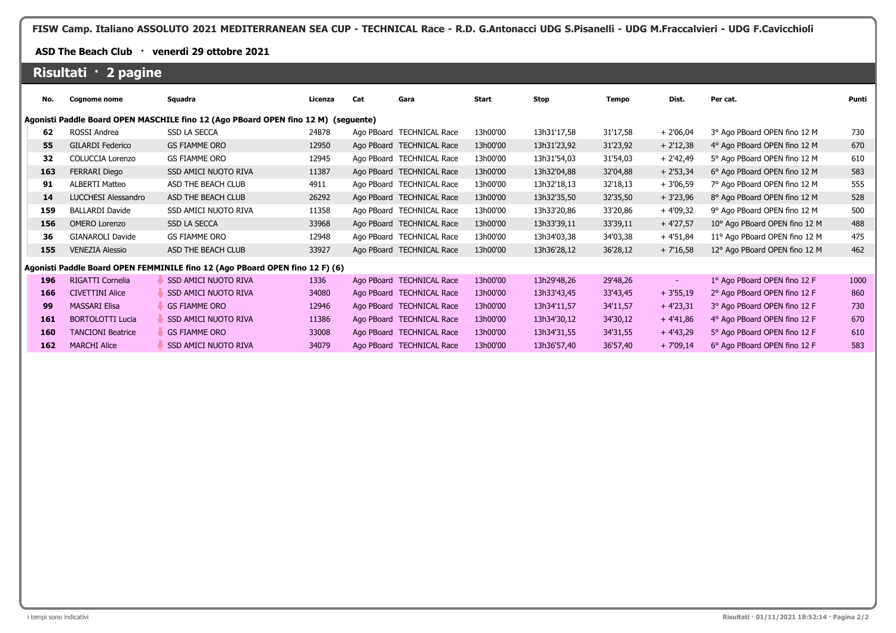FISW Camp. Italiano ASSOLUTO 2021 MEDITERRANEAN SEA CUP - TECHNICAL Race - R.D. G.Antonacci UDG S.Pisanelli - UDG M.Fraccalvieri - UDG F.Cavicchioli

**ASD The Beach Club · venerdì 29 ottobre 2021**

## Risultati · 2 pagine

| No. | Cognome nome | Squadra | Licenza | Cat | Gara | Start | Stop | Tempo | Dist. | Per cat. | Punti |
|---|---|---|---|---|---|---|---|---|---|---|---|
| **Agonisti Paddle Board OPEN MASCHILE fino 12 (Ago PBoard OPEN fino 12 M) (seguente)** | | | | | | | | | | | |
| **62** | ROSSI Andrea | SSD LA SECCA | 24878 | Ago PBoard | TECHNICAL Race | 13h00'00 | 13h31'17,58 | 31'17,58 | + 2'06,04 | 3° Ago PBoard OPEN fino 12 M | 730 |
| **55** | GILARDI Federico | GS FIAMME ORO | 12950 | Ago PBoard | TECHNICAL Race | 13h00'00 | 13h31'23,92 | 31'23,92 | + 2'12,38 | 4° Ago PBoard OPEN fino 12 M | 670 |
| **32** | COLUCCIA Lorenzo | GS FIAMME ORO | 12945 | Ago PBoard | TECHNICAL Race | 13h00'00 | 13h31'54,03 | 31'54,03 | + 2'42,49 | 5° Ago PBoard OPEN fino 12 M | 610 |
| **163** | FERRARI Diego | SSD AMICI NUOTO RIVA | 11387 | Ago PBoard | TECHNICAL Race | 13h00'00 | 13h32'04,88 | 32'04,88 | + 2'53,34 | 6° Ago PBoard OPEN fino 12 M | 583 |
| **91** | ALBERTI Matteo | ASD THE BEACH CLUB | 4911 | Ago PBoard | TECHNICAL Race | 13h00'00 | 13h32'18,13 | 32'18,13 | + 3'06,59 | 7° Ago PBoard OPEN fino 12 M | 555 |
| **14** | LUCCHESI Alessandro | ASD THE BEACH CLUB | 26292 | Ago PBoard | TECHNICAL Race | 13h00'00 | 13h32'35,50 | 32'35,50 | + 3'23,96 | 8° Ago PBoard OPEN fino 12 M | 528 |
| **159** | BALLARDI Davide | SSD AMICI NUOTO RIVA | 11358 | Ago PBoard | TECHNICAL Race | 13h00'00 | 13h33'20,86 | 33'20,86 | + 4'09,32 | 9° Ago PBoard OPEN fino 12 M | 500 |
| **156** | OMERO Lorenzo | SSD LA SECCA | 33968 | Ago PBoard | TECHNICAL Race | 13h00'00 | 13h33'39,11 | 33'39,11 | + 4'27,57 | 10° Ago PBoard OPEN fino 12 M | 488 |
| **36** | GIANAROLI Davide | GS FIAMME ORO | 12948 | Ago PBoard | TECHNICAL Race | 13h00'00 | 13h34'03,38 | 34'03,38 | + 4'51,84 | 11° Ago PBoard OPEN fino 12 M | 475 |
| **155** | VENEZIA Alessio | ASD THE BEACH CLUB | 33927 | Ago PBoard | TECHNICAL Race | 13h00'00 | 13h36'28,12 | 36'28,12 | + 7'16,58 | 12° Ago PBoard OPEN fino 12 M | 462 |
| **Agonisti Paddle Board OPEN FEMMINILE fino 12 (Ago PBoard OPEN fino 12 F) (6)** | | | | | | | | | | | |
| **196** | RIGATTI Cornelia | SSD AMICI NUOTO RIVA | 1336 | Ago PBoard | TECHNICAL Race | 13h00'00 | 13h29'48,26 | 29'48,26 | - | 1° Ago PBoard OPEN fino 12 F | 1000 |
| **166** | CIVETTINI Alice | SSD AMICI NUOTO RIVA | 34080 | Ago PBoard | TECHNICAL Race | 13h00'00 | 13h33'43,45 | 33'43,45 | + 3'55,19 | 2° Ago PBoard OPEN fino 12 F | 860 |
| **99** | MASSARI Elisa | GS FIAMME ORO | 12946 | Ago PBoard | TECHNICAL Race | 13h00'00 | 13h34'11,57 | 34'11,57 | + 4'23,31 | 3° Ago PBoard OPEN fino 12 F | 730 |
| **161** | BORTOLOTTI Lucia | SSD AMICI NUOTO RIVA | 11386 | Ago PBoard | TECHNICAL Race | 13h00'00 | 13h34'30,12 | 34'30,12 | + 4'41,86 | 4° Ago PBoard OPEN fino 12 F | 670 |
| **160** | TANCIONI Beatrice | GS FIAMME ORO | 33008 | Ago PBoard | TECHNICAL Race | 13h00'00 | 13h34'31,55 | 34'31,55 | + 4'43,29 | 5° Ago PBoard OPEN fino 12 F | 610 |
| **162** | MARCHI Alice | SSD AMICI NUOTO RIVA | 34079 | Ago PBoard | TECHNICAL Race | 13h00'00 | 13h36'57,40 | 36'57,40 | + 7'09,14 | 6° Ago PBoard OPEN fino 12 F | 583 |

i tempi sono indicativi

Risultati · 01/11/2021 18:52:14